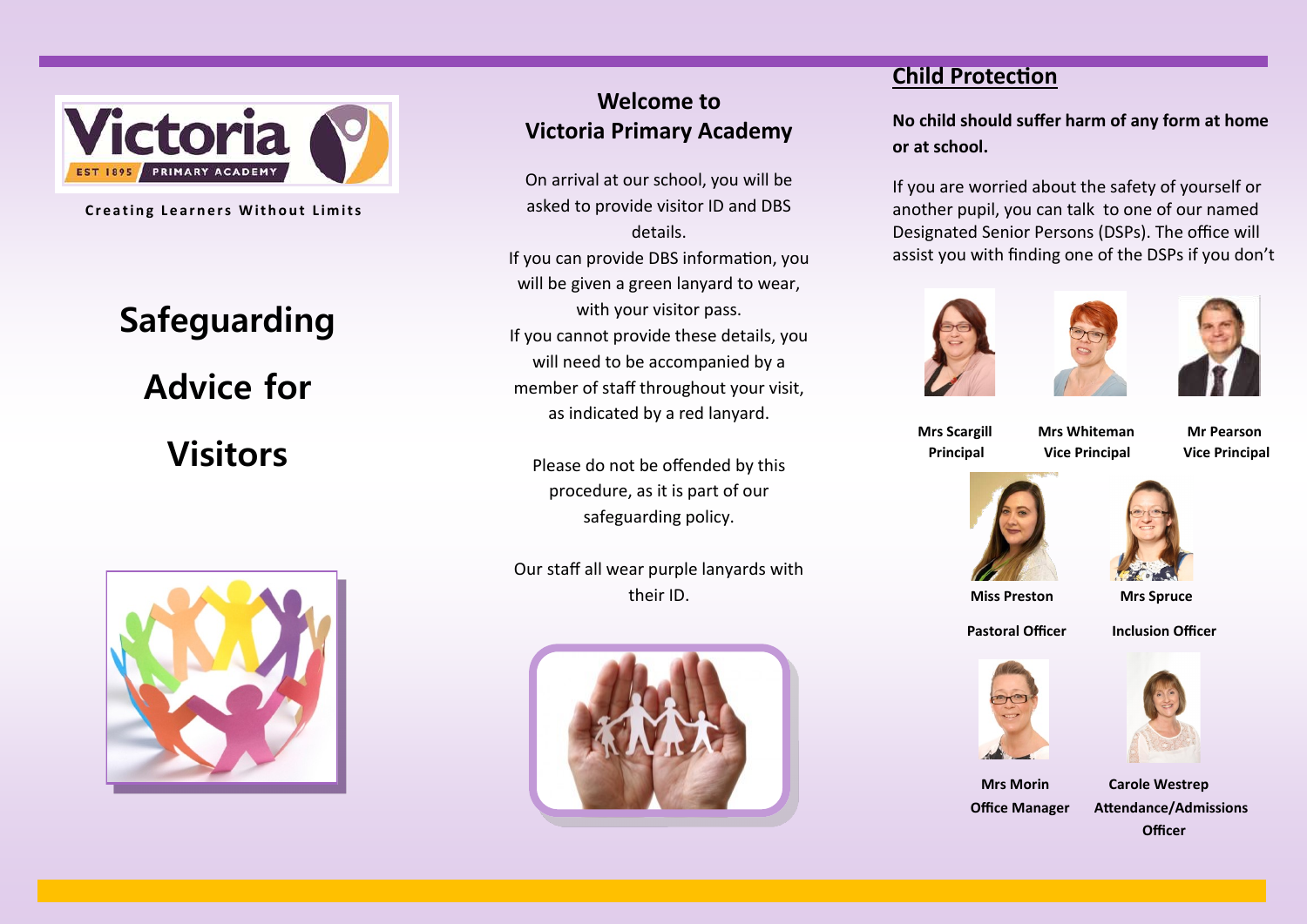Victoria EST 1895 PRIMARY ACADEMY

**Creating Learners Without Limits**

# Safeguarding Advice for Visitors

## Welcome to Victoria Primary Academy

On arrival at our school, you will be asked to provide visitor ID and DBS details.

If you can provide DBS information, you will be given a green lanyard to wear, with your visitor pass.

If you cannot provide these details, you will need to be accompanied by a member of staff throughout your visit, as indicated by a red lanyard.

Please do not be offended by this procedure, as it is part of our safeguarding policy.

Our staff all wear purple lanyards with their ID.

## Child Protection

**No child should suffer harm of any form at home or at school.**

If you are worried about the safety of yourself or another pupil, you can talk to one of our named Designated Senior Persons (DSPs). The office will assist you with finding one of the DSPs if you don't

**Mrs Scargill**
**Principal**

**Mrs Whiteman**
**Vice Principal**

**Mr Pearson**
**Vice Principal**

**Miss Preston**
**Pastoral Officer**

**Mrs Spruce**
**Inclusion Officer**

**Mrs Morin**
**Office Manager**

**Carole Westrep**
**Attendance/Admissions Officer**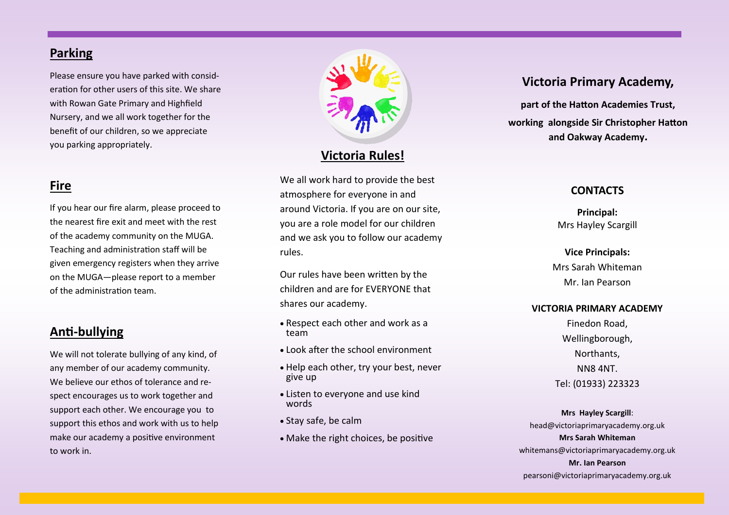## Parking

Please ensure you have parked with consideration for other users of this site. We share with Rowan Gate Primary and Highfield Nursery, and we all work together for the benefit of our children, so we appreciate you parking appropriately.

## Fire

If you hear our fire alarm, please proceed to the nearest fire exit and meet with the rest of the academy community on the MUGA. Teaching and administration staff will be given emergency registers when they arrive on the MUGA—please report to a member of the administration team.

## Anti-bullying

We will not tolerate bullying of any kind, of any member of our academy community. We believe our ethos of tolerance and respect encourages us to work together and support each other. We encourage you to support this ethos and work with us to help make our academy a positive environment to work in.

## Victoria Rules!

We all work hard to provide the best atmosphere for everyone in and around Victoria. If you are on our site, you are a role model for our children and we ask you to follow our academy rules.

Our rules have been written by the children and are for EVERYONE that shares our academy.

- Respect each other and work as a team
- Look after the school environment
- Help each other, try your best, never give up
- Listen to everyone and use kind words
- Stay safe, be calm
- Make the right choices, be positive

## Victoria Primary Academy,

**part of the Hatton Academies Trust, working alongside Sir Christopher Hatton and Oakway Academy.**

### CONTACTS

**Principal:**
Mrs Hayley Scargill

**Vice Principals:**
Mrs Sarah Whiteman
Mr. Ian Pearson

**VICTORIA PRIMARY ACADEMY**
Finedon Road,
Wellingborough,
Northants,
NN8 4NT.
Tel: (01933) 223323

**Mrs Hayley Scargill**:
head@victoriaprimaryacademy.org.uk
**Mrs Sarah Whiteman**
whitemans@victoriaprimaryacademy.org.uk
**Mr. Ian Pearson**
pearsoni@victoriaprimaryacademy.org.uk